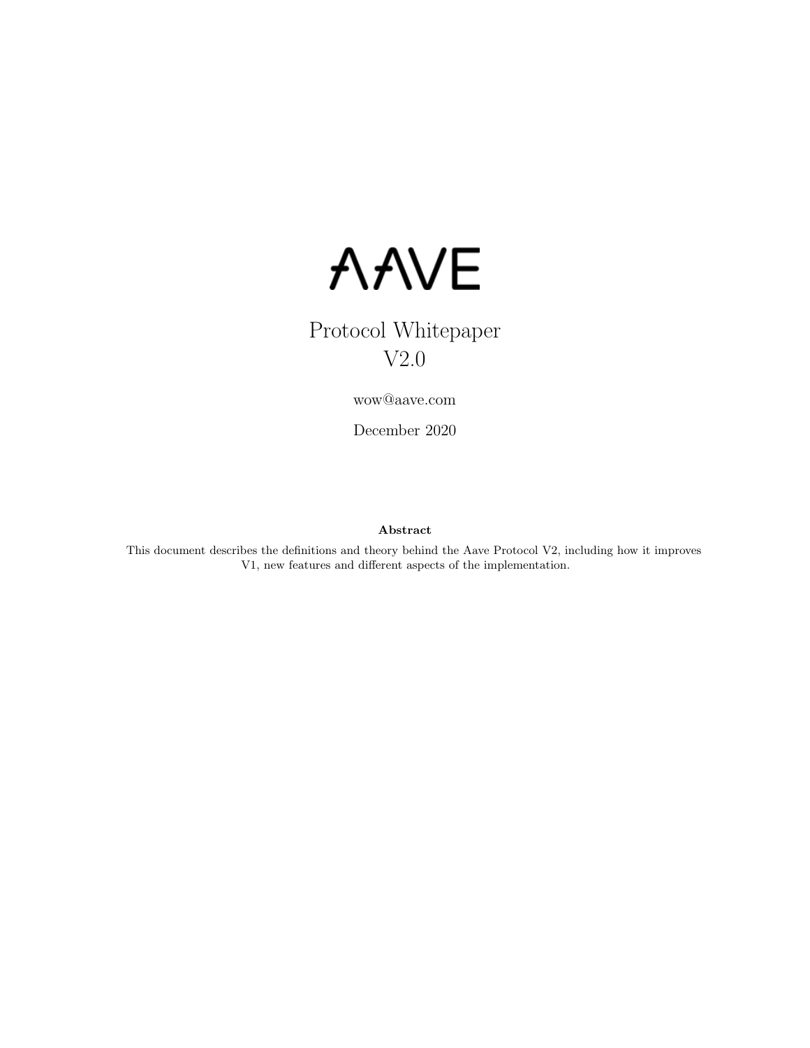# AAVE

Protocol Whitepaper
V2.0

wow@aave.com

December 2020

**Abstract**

This document describes the definitions and theory behind the Aave Protocol V2, including how it improves V1, new features and different aspects of the implementation.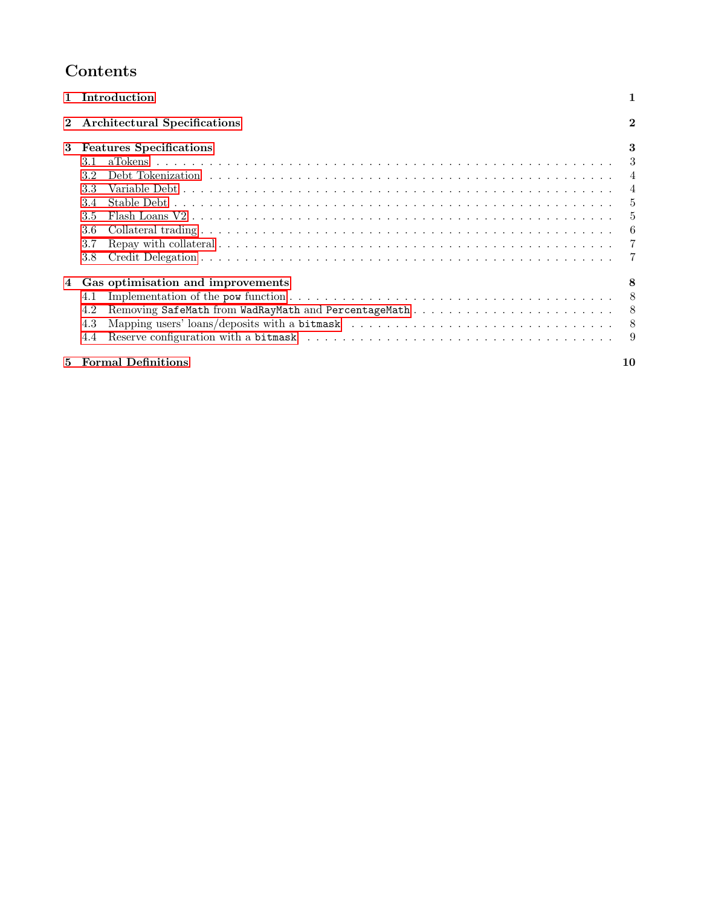# Contents

**1 Introduction** — **1**

**2 Architectural Specifications** — **2**

**3 Features Specifications** — **3**

- 3.1 aTokens — 3
- 3.2 Debt Tokenization — 4
- 3.3 Variable Debt — 4
- 3.4 Stable Debt — 5
- 3.5 Flash Loans V2 — 5
- 3.6 Collateral trading — 6
- 3.7 Repay with collateral — 7
- 3.8 Credit Delegation — 7

**4 Gas optimisation and improvements** — **8**

- 4.1 Implementation of the `pow` function — 8
- 4.2 Removing `SafeMath` from `WadRayMath` and `PercentageMath` — 8
- 4.3 Mapping users' loans/deposits with a `bitmask` — 8
- 4.4 Reserve configuration with a `bitmask` — 9

**5 Formal Definitions** — **10**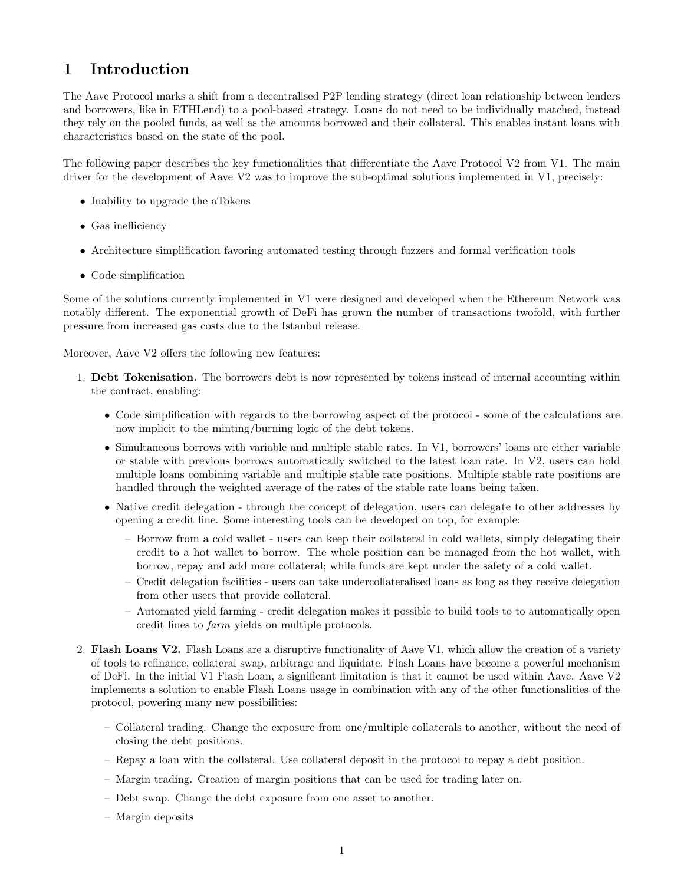# 1 Introduction

The Aave Protocol marks a shift from a decentralised P2P lending strategy (direct loan relationship between lenders and borrowers, like in ETHLend) to a pool-based strategy. Loans do not need to be individually matched, instead they rely on the pooled funds, as well as the amounts borrowed and their collateral. This enables instant loans with characteristics based on the state of the pool.

The following paper describes the key functionalities that differentiate the Aave Protocol V2 from V1. The main driver for the development of Aave V2 was to improve the sub-optimal solutions implemented in V1, precisely:

- Inability to upgrade the aTokens
- Gas inefficiency
- Architecture simplification favoring automated testing through fuzzers and formal verification tools
- Code simplification

Some of the solutions currently implemented in V1 were designed and developed when the Ethereum Network was notably different. The exponential growth of DeFi has grown the number of transactions twofold, with further pressure from increased gas costs due to the Istanbul release.

Moreover, Aave V2 offers the following new features:

1. **Debt Tokenisation.** The borrowers debt is now represented by tokens instead of internal accounting within the contract, enabling:
   - Code simplification with regards to the borrowing aspect of the protocol - some of the calculations are now implicit to the minting/burning logic of the debt tokens.
   - Simultaneous borrows with variable and multiple stable rates. In V1, borrowers' loans are either variable or stable with previous borrows automatically switched to the latest loan rate. In V2, users can hold multiple loans combining variable and multiple stable rate positions. Multiple stable rate positions are handled through the weighted average of the rates of the stable rate loans being taken.
   - Native credit delegation - through the concept of delegation, users can delegate to other addresses by opening a credit line. Some interesting tools can be developed on top, for example:
     - Borrow from a cold wallet - users can keep their collateral in cold wallets, simply delegating their credit to a hot wallet to borrow. The whole position can be managed from the hot wallet, with borrow, repay and add more collateral; while funds are kept under the safety of a cold wallet.
     - Credit delegation facilities - users can take undercollateralised loans as long as they receive delegation from other users that provide collateral.
     - Automated yield farming - credit delegation makes it possible to build tools to to automatically open credit lines to *farm* yields on multiple protocols.
2. **Flash Loans V2.** Flash Loans are a disruptive functionality of Aave V1, which allow the creation of a variety of tools to refinance, collateral swap, arbitrage and liquidate. Flash Loans have become a powerful mechanism of DeFi. In the initial V1 Flash Loan, a significant limitation is that it cannot be used within Aave. Aave V2 implements a solution to enable Flash Loans usage in combination with any of the other functionalities of the protocol, powering many new possibilities:
   - Collateral trading. Change the exposure from one/multiple collaterals to another, without the need of closing the debt positions.
   - Repay a loan with the collateral. Use collateral deposit in the protocol to repay a debt position.
   - Margin trading. Creation of margin positions that can be used for trading later on.
   - Debt swap. Change the debt exposure from one asset to another.
   - Margin deposits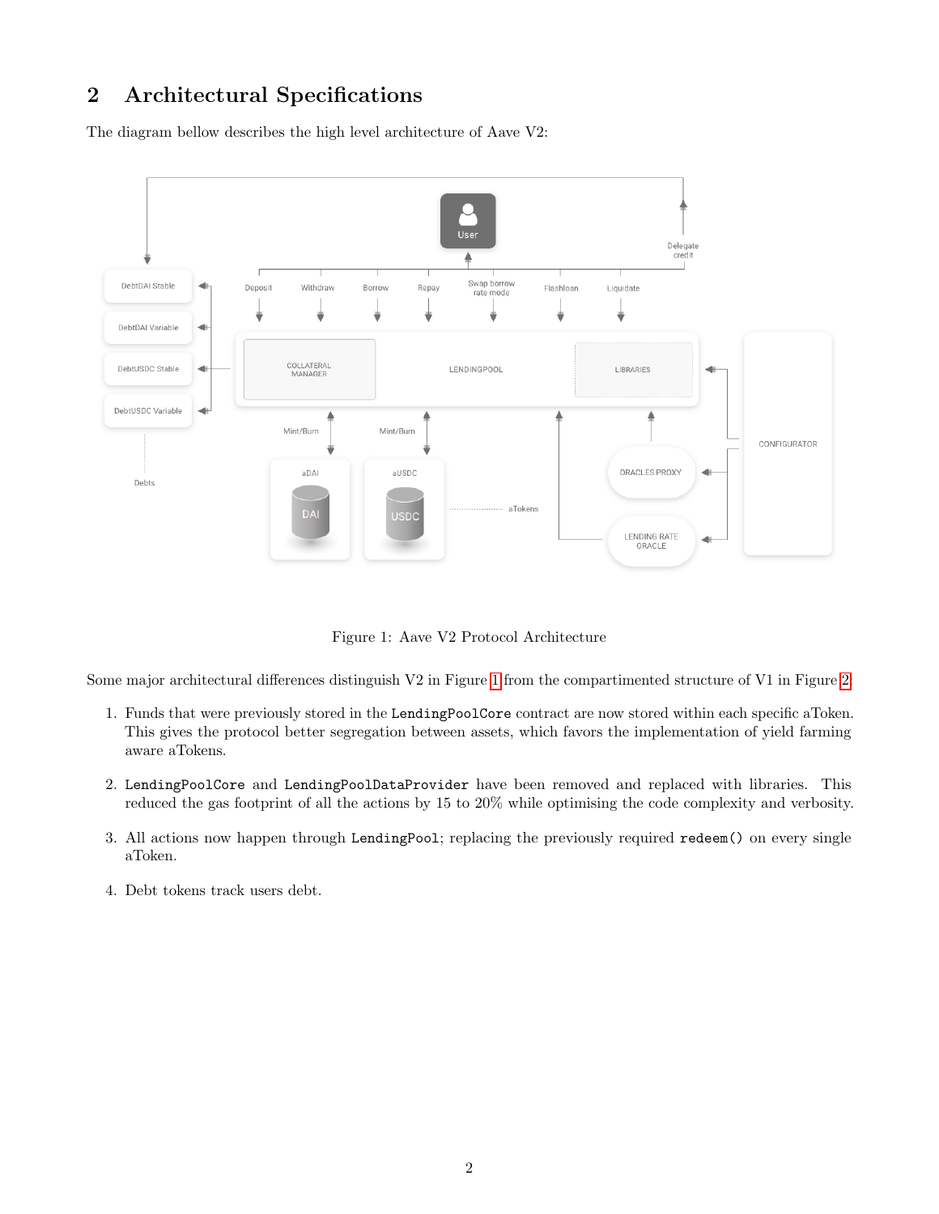## 2 Architectural Specifications

The diagram bellow describes the high level architecture of Aave V2:

Figure 1: Aave V2 Protocol Architecture

Some major architectural differences distinguish V2 in Figure 1 from the compartimented structure of V1 in Figure 2.

1. Funds that were previously stored in the `LendingPoolCore` contract are now stored within each specific aToken. This gives the protocol better segregation between assets, which favors the implementation of yield farming aware aTokens.

2. `LendingPoolCore` and `LendingPoolDataProvider` have been removed and replaced with libraries. This reduced the gas footprint of all the actions by 15 to 20% while optimising the code complexity and verbosity.

3. All actions now happen through `LendingPool`; replacing the previously required `redeem()` on every single aToken.

4. Debt tokens track users debt.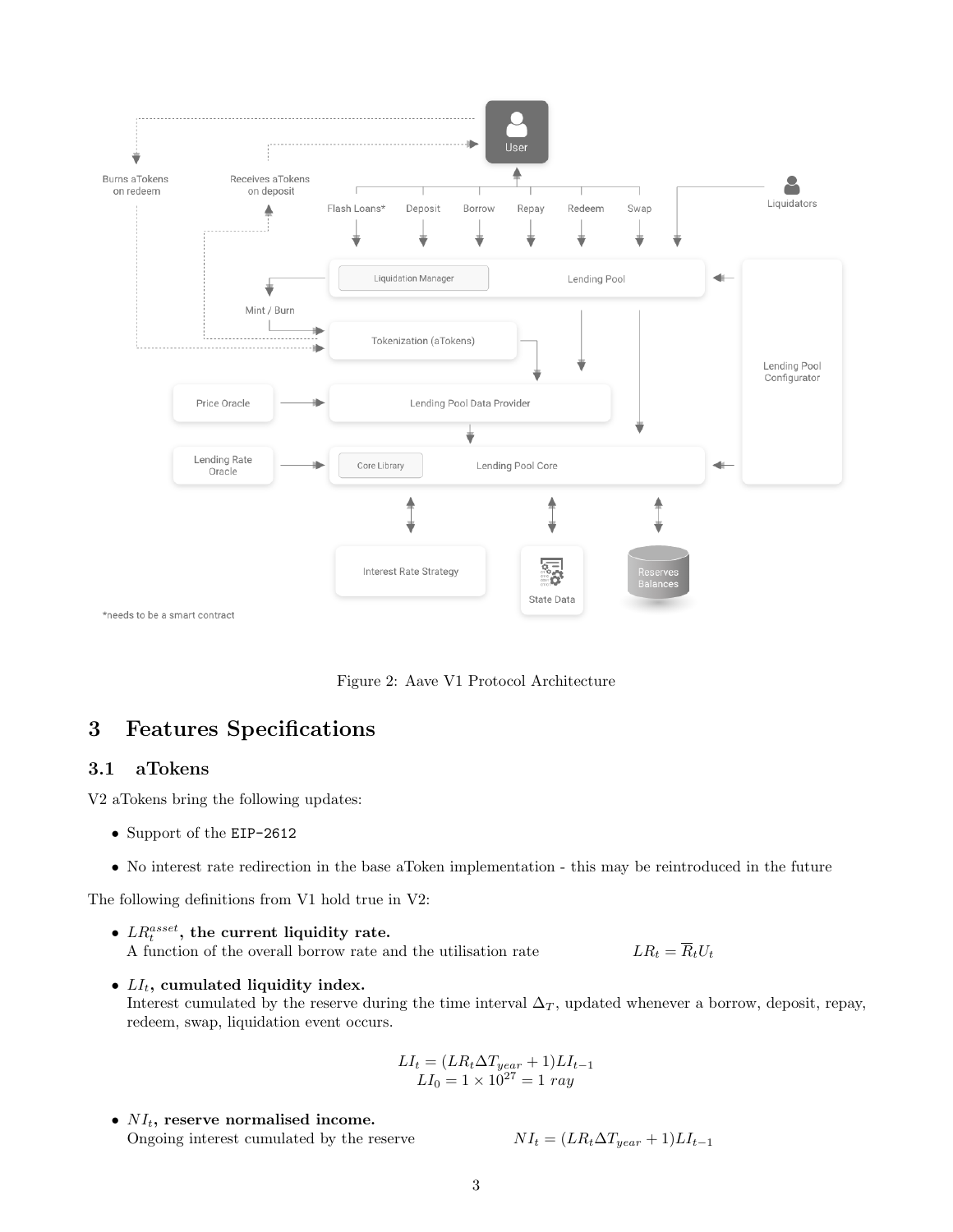Figure 2: Aave V1 Protocol Architecture

# 3 Features Specifications

## 3.1 aTokens

V2 aTokens bring the following updates:

- Support of the EIP-2612
- No interest rate redirection in the base aToken implementation - this may be reintroduced in the future

The following definitions from V1 hold true in V2:

- **$LR_t^{asset}$, the current liquidity rate.**
  A function of the overall borrow rate and the utilisation rate $LR_t = \overline{R}_t U_t$

- **$LI_t$, cumulated liquidity index.**
  Interest cumulated by the reserve during the time interval $\Delta_T$, updated whenever a borrow, deposit, repay, redeem, swap, liquidation event occurs.

$$LI_t = (LR_t \Delta T_{year} + 1) LI_{t-1}$$
$$LI_0 = 1 \times 10^{27} = 1 \ ray$$

- **$NI_t$, reserve normalised income.**
  Ongoing interest cumulated by the reserve $NI_t = (LR_t \Delta T_{year} + 1) LI_{t-1}$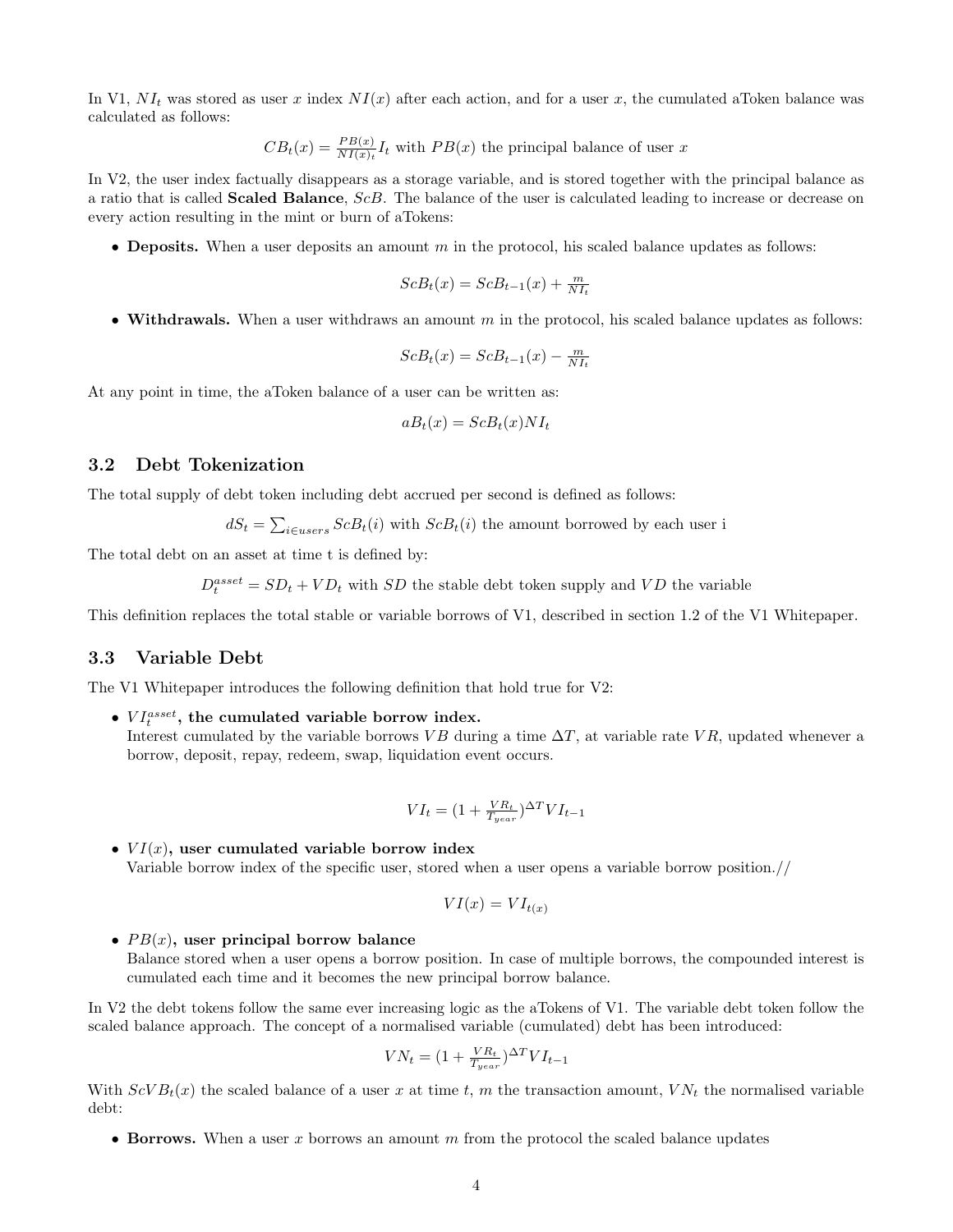In V1, $NI_t$ was stored as user $x$ index $NI(x)$ after each action, and for a user $x$, the cumulated aToken balance was calculated as follows:

$$CB_t(x) = \frac{PB(x)}{NI(x)_t} I_t \text{ with } PB(x) \text{ the principal balance of user } x$$

In V2, the user index factually disappears as a storage variable, and is stored together with the principal balance as a ratio that is called **Scaled Balance**, $ScB$. The balance of the user is calculated leading to increase or decrease on every action resulting in the mint or burn of aTokens:

- **Deposits.** When a user deposits an amount $m$ in the protocol, his scaled balance updates as follows:

$$ScB_t(x) = ScB_{t-1}(x) + \frac{m}{NI_t}$$

- **Withdrawals.** When a user withdraws an amount $m$ in the protocol, his scaled balance updates as follows:

$$ScB_t(x) = ScB_{t-1}(x) - \frac{m}{NI_t}$$

At any point in time, the aToken balance of a user can be written as:

$$aB_t(x) = ScB_t(x) NI_t$$

### 3.2 Debt Tokenization

The total supply of debt token including debt accrued per second is defined as follows:

$$dS_t = \sum_{i \in users} ScB_t(i) \text{ with } ScB_t(i) \text{ the amount borrowed by each user i}$$

The total debt on an asset at time t is defined by:

$$D_t^{asset} = SD_t + VD_t \text{ with } SD \text{ the stable debt token supply and } VD \text{ the variable}$$

This definition replaces the total stable or variable borrows of V1, described in section 1.2 of the V1 Whitepaper.

### 3.3 Variable Debt

The V1 Whitepaper introduces the following definition that hold true for V2:

- **$VI_t^{asset}$, the cumulated variable borrow index.**
  Interest cumulated by the variable borrows $VB$ during a time $\Delta T$, at variable rate $VR$, updated whenever a borrow, deposit, repay, redeem, swap, liquidation event occurs.

$$VI_t = (1 + \frac{VR_t}{T_{year}})^{\Delta T} VI_{t-1}$$

- **$VI(x)$, user cumulated variable borrow index**
  Variable borrow index of the specific user, stored when a user opens a variable borrow position.//

$$VI(x) = VI_{t(x)}$$

- **$PB(x)$, user principal borrow balance**
  Balance stored when a user opens a borrow position. In case of multiple borrows, the compounded interest is cumulated each time and it becomes the new principal borrow balance.

In V2 the debt tokens follow the same ever increasing logic as the aTokens of V1. The variable debt token follow the scaled balance approach. The concept of a normalised variable (cumulated) debt has been introduced:

$$VN_t = (1 + \frac{VR_t}{T_{year}})^{\Delta T} VI_{t-1}$$

With $ScVB_t(x)$ the scaled balance of a user $x$ at time $t$, $m$ the transaction amount, $VN_t$ the normalised variable debt:

- **Borrows.** When a user $x$ borrows an amount $m$ from the protocol the scaled balance updates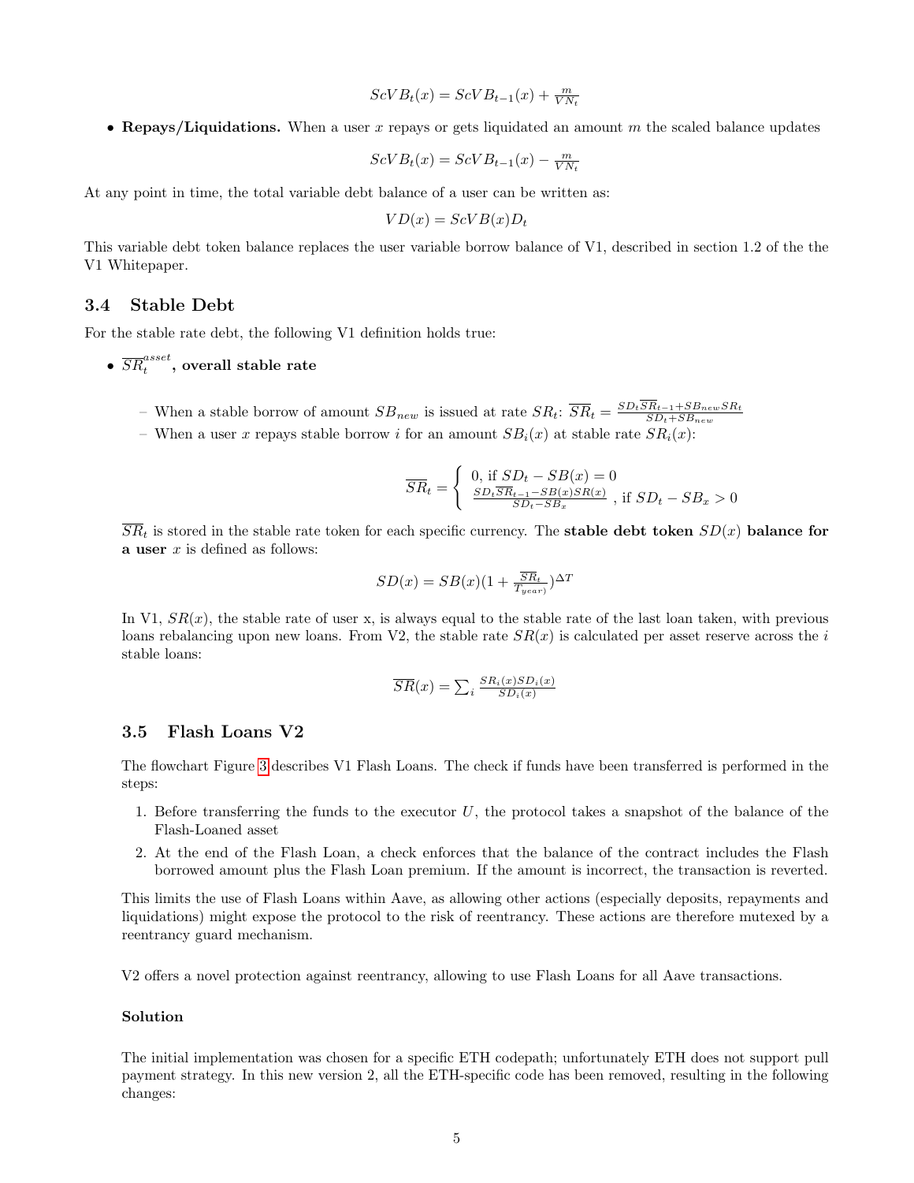$$ScVB_t(x) = ScVB_{t-1}(x) + \frac{m}{VN_t}$$

- **Repays/Liquidations.** When a user $x$ repays or gets liquidated an amount $m$ the scaled balance updates

$$ScVB_t(x) = ScVB_{t-1}(x) - \frac{m}{VN_t}$$

At any point in time, the total variable debt balance of a user can be written as:

$$VD(x) = ScVB(x)D_t$$

This variable debt token balance replaces the user variable borrow balance of V1, described in section 1.2 of the the V1 Whitepaper.

## 3.4 Stable Debt

For the stable rate debt, the following V1 definition holds true:

- $\overline{SR}_t^{asset}$**, overall stable rate**
  - When a stable borrow of amount $SB_{new}$ is issued at rate $SR_t$: $\overline{SR}_t = \frac{SD_t \overline{SR}_{t-1} + SB_{new} SR_t}{SD_t + SB_{new}}$
  - When a user $x$ repays stable borrow $i$ for an amount $SB_i(x)$ at stable rate $SR_i(x)$:

$$\overline{SR}_t = \begin{cases} 0, \text{ if } SD_t - SB(x) = 0 \\ \frac{SD_t \overline{SR}_{t-1} - SB(x) SR(x)}{SD_t - SB_x}, \text{ if } SD_t - SB_x > 0 \end{cases}$$

$\overline{SR}_t$ is stored in the stable rate token for each specific currency. The **stable debt token** $SD(x)$ **balance for a user** $x$ is defined as follows:

$$SD(x) = SB(x)(1 + \frac{\overline{SR}_t}{T_{year})})^{\Delta T}$$

In V1, $SR(x)$, the stable rate of user x, is always equal to the stable rate of the last loan taken, with previous loans rebalancing upon new loans. From V2, the stable rate $SR(x)$ is calculated per asset reserve across the $i$ stable loans:

$$\overline{SR}(x) = \sum_i \frac{SR_i(x) SD_i(x)}{SD_i(x)}$$

## 3.5 Flash Loans V2

The flowchart Figure 3 describes V1 Flash Loans. The check if funds have been transferred is performed in the steps:

1. Before transferring the funds to the executor $U$, the protocol takes a snapshot of the balance of the Flash-Loaned asset
2. At the end of the Flash Loan, a check enforces that the balance of the contract includes the Flash borrowed amount plus the Flash Loan premium. If the amount is incorrect, the transaction is reverted.

This limits the use of Flash Loans within Aave, as allowing other actions (especially deposits, repayments and liquidations) might expose the protocol to the risk of reentrancy. These actions are therefore mutexed by a reentrancy guard mechanism.

V2 offers a novel protection against reentrancy, allowing to use Flash Loans for all Aave transactions.

**Solution**

The initial implementation was chosen for a specific ETH codepath; unfortunately ETH does not support pull payment strategy. In this new version 2, all the ETH-specific code has been removed, resulting in the following changes: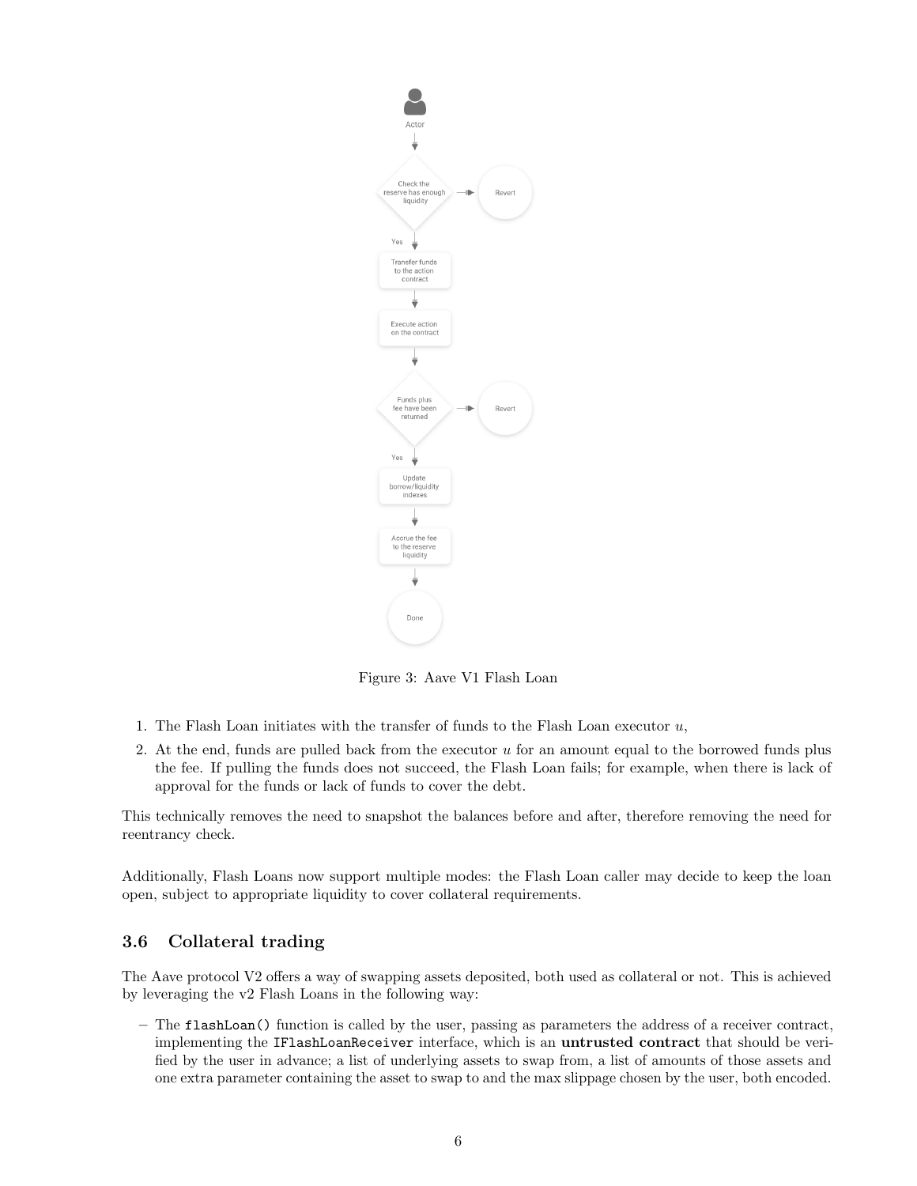Figure 3: Aave V1 Flash Loan

1. The Flash Loan initiates with the transfer of funds to the Flash Loan executor $u$,
2. At the end, funds are pulled back from the executor $u$ for an amount equal to the borrowed funds plus the fee. If pulling the funds does not succeed, the Flash Loan fails; for example, when there is lack of approval for the funds or lack of funds to cover the debt.

This technically removes the need to snapshot the balances before and after, therefore removing the need for reentrancy check.

Additionally, Flash Loans now support multiple modes: the Flash Loan caller may decide to keep the loan open, subject to appropriate liquidity to cover collateral requirements.

### 3.6 Collateral trading

The Aave protocol V2 offers a way of swapping assets deposited, both used as collateral or not. This is achieved by leveraging the v2 Flash Loans in the following way:

- The `flashLoan()` function is called by the user, passing as parameters the address of a receiver contract, implementing the `IFlashLoanReceiver` interface, which is an **untrusted contract** that should be verified by the user in advance; a list of underlying assets to swap from, a list of amounts of those assets and one extra parameter containing the asset to swap to and the max slippage chosen by the user, both encoded.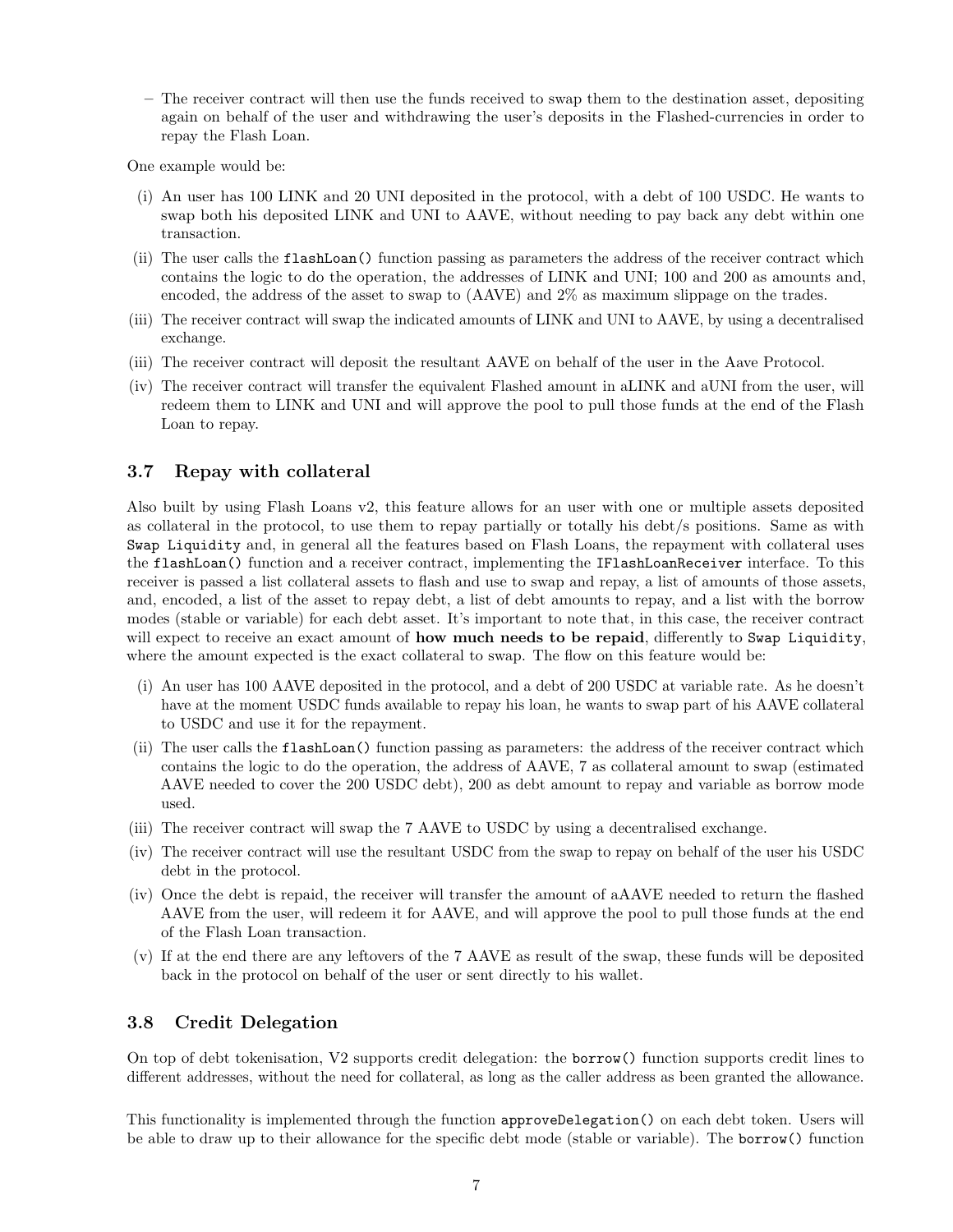– The receiver contract will then use the funds received to swap them to the destination asset, depositing again on behalf of the user and withdrawing the user's deposits in the Flashed-currencies in order to repay the Flash Loan.

One example would be:

(i) An user has 100 LINK and 20 UNI deposited in the protocol, with a debt of 100 USDC. He wants to swap both his deposited LINK and UNI to AAVE, without needing to pay back any debt within one transaction.

(ii) The user calls the `flashLoan()` function passing as parameters the address of the receiver contract which contains the logic to do the operation, the addresses of LINK and UNI; 100 and 200 as amounts and, encoded, the address of the asset to swap to (AAVE) and 2% as maximum slippage on the trades.

(iii) The receiver contract will swap the indicated amounts of LINK and UNI to AAVE, by using a decentralised exchange.

(iii) The receiver contract will deposit the resultant AAVE on behalf of the user in the Aave Protocol.

(iv) The receiver contract will transfer the equivalent Flashed amount in aLINK and aUNI from the user, will redeem them to LINK and UNI and will approve the pool to pull those funds at the end of the Flash Loan to repay.

### 3.7 Repay with collateral

Also built by using Flash Loans v2, this feature allows for an user with one or multiple assets deposited as collateral in the protocol, to use them to repay partially or totally his debt/s positions. Same as with `Swap Liquidity` and, in general all the features based on Flash Loans, the repayment with collateral uses the `flashLoan()` function and a receiver contract, implementing the `IFlashLoanReceiver` interface. To this receiver is passed a list collateral assets to flash and use to swap and repay, a list of amounts of those assets, and, encoded, a list of the asset to repay debt, a list of debt amounts to repay, and a list with the borrow modes (stable or variable) for each debt asset. It's important to note that, in this case, the receiver contract will expect to receive an exact amount of **how much needs to be repaid**, differently to `Swap Liquidity`, where the amount expected is the exact collateral to swap. The flow on this feature would be:

(i) An user has 100 AAVE deposited in the protocol, and a debt of 200 USDC at variable rate. As he doesn't have at the moment USDC funds available to repay his loan, he wants to swap part of his AAVE collateral to USDC and use it for the repayment.

(ii) The user calls the `flashLoan()` function passing as parameters: the address of the receiver contract which contains the logic to do the operation, the address of AAVE, 7 as collateral amount to swap (estimated AAVE needed to cover the 200 USDC debt), 200 as debt amount to repay and variable as borrow mode used.

(iii) The receiver contract will swap the 7 AAVE to USDC by using a decentralised exchange.

(iv) The receiver contract will use the resultant USDC from the swap to repay on behalf of the user his USDC debt in the protocol.

(iv) Once the debt is repaid, the receiver will transfer the amount of aAAVE needed to return the flashed AAVE from the user, will redeem it for AAVE, and will approve the pool to pull those funds at the end of the Flash Loan transaction.

(v) If at the end there are any leftovers of the 7 AAVE as result of the swap, these funds will be deposited back in the protocol on behalf of the user or sent directly to his wallet.

### 3.8 Credit Delegation

On top of debt tokenisation, V2 supports credit delegation: the `borrow()` function supports credit lines to different addresses, without the need for collateral, as long as the caller address as been granted the allowance.

This functionality is implemented through the function `approveDelegation()` on each debt token. Users will be able to draw up to their allowance for the specific debt mode (stable or variable). The `borrow()` function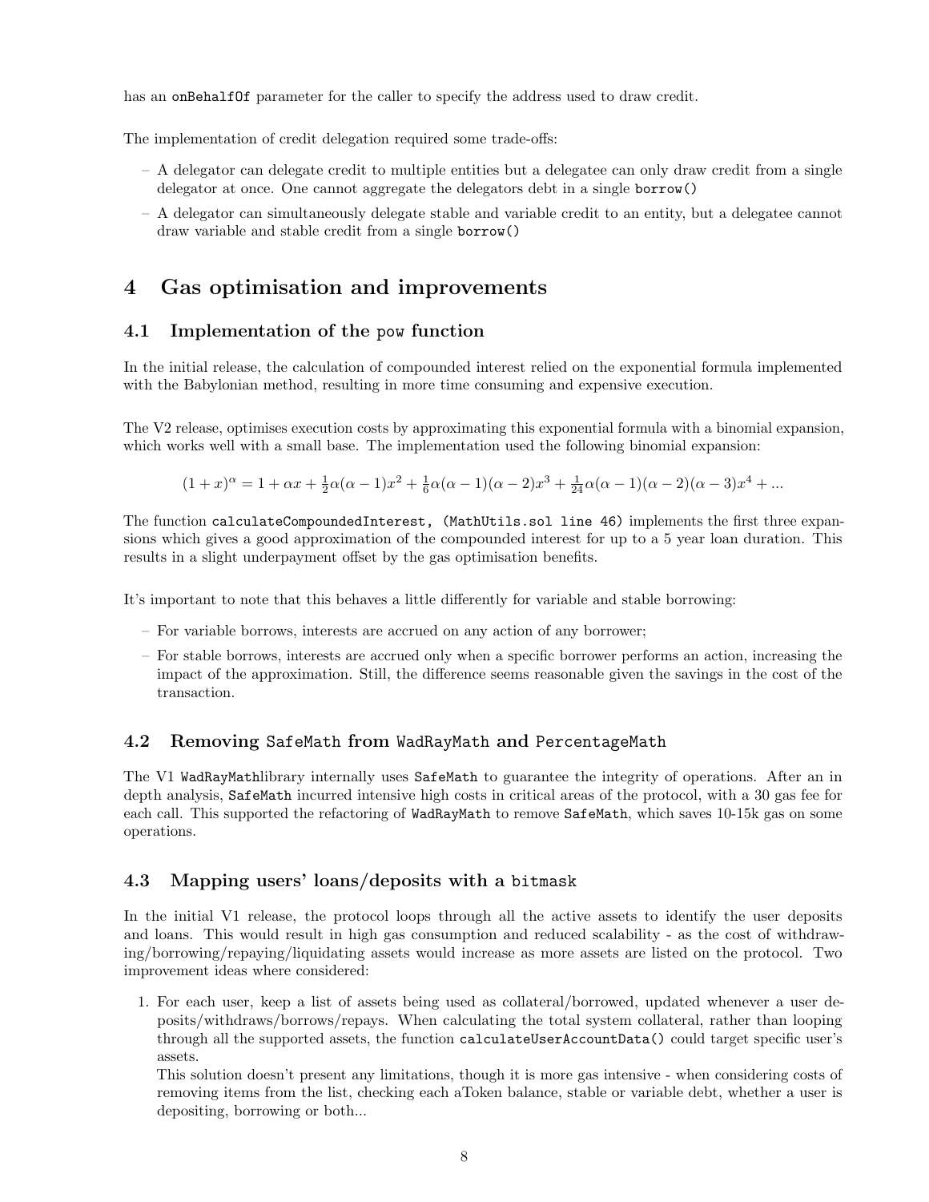has an `onBehalfOf` parameter for the caller to specify the address used to draw credit.

The implementation of credit delegation required some trade-offs:

- A delegator can delegate credit to multiple entities but a delegatee can only draw credit from a single delegator at once. One cannot aggregate the delegators debt in a single `borrow()`
- A delegator can simultaneously delegate stable and variable credit to an entity, but a delegatee cannot draw variable and stable credit from a single `borrow()`

# 4 Gas optimisation and improvements

## 4.1 Implementation of the `pow` function

In the initial release, the calculation of compounded interest relied on the exponential formula implemented with the Babylonian method, resulting in more time consuming and expensive execution.

The V2 release, optimises execution costs by approximating this exponential formula with a binomial expansion, which works well with a small base. The implementation used the following binomial expansion:

$$(1+x)^{\alpha} = 1 + \alpha x + \frac{1}{2}\alpha(\alpha-1)x^2 + \frac{1}{6}\alpha(\alpha-1)(\alpha-2)x^3 + \frac{1}{24}\alpha(\alpha-1)(\alpha-2)(\alpha-3)x^4 + ...$$

The function `calculateCompoundedInterest, (MathUtils.sol line 46)` implements the first three expansions which gives a good approximation of the compounded interest for up to a 5 year loan duration. This results in a slight underpayment offset by the gas optimisation benefits.

It's important to note that this behaves a little differently for variable and stable borrowing:

- For variable borrows, interests are accrued on any action of any borrower;
- For stable borrows, interests are accrued only when a specific borrower performs an action, increasing the impact of the approximation. Still, the difference seems reasonable given the savings in the cost of the transaction.

## 4.2 Removing `SafeMath` from `WadRayMath` and `PercentageMath`

The V1 `WadRayMath`library internally uses `SafeMath` to guarantee the integrity of operations. After an in depth analysis, `SafeMath` incurred intensive high costs in critical areas of the protocol, with a 30 gas fee for each call. This supported the refactoring of `WadRayMath` to remove `SafeMath`, which saves 10-15k gas on some operations.

## 4.3 Mapping users' loans/deposits with a `bitmask`

In the initial V1 release, the protocol loops through all the active assets to identify the user deposits and loans. This would result in high gas consumption and reduced scalability - as the cost of withdrawing/borrowing/repaying/liquidating assets would increase as more assets are listed on the protocol. Two improvement ideas where considered:

1. For each user, keep a list of assets being used as collateral/borrowed, updated whenever a user deposits/withdraws/borrows/repays. When calculating the total system collateral, rather than looping through all the supported assets, the function `calculateUserAccountData()` could target specific user's assets.
   This solution doesn't present any limitations, though it is more gas intensive - when considering costs of removing items from the list, checking each aToken balance, stable or variable debt, whether a user is depositing, borrowing or both...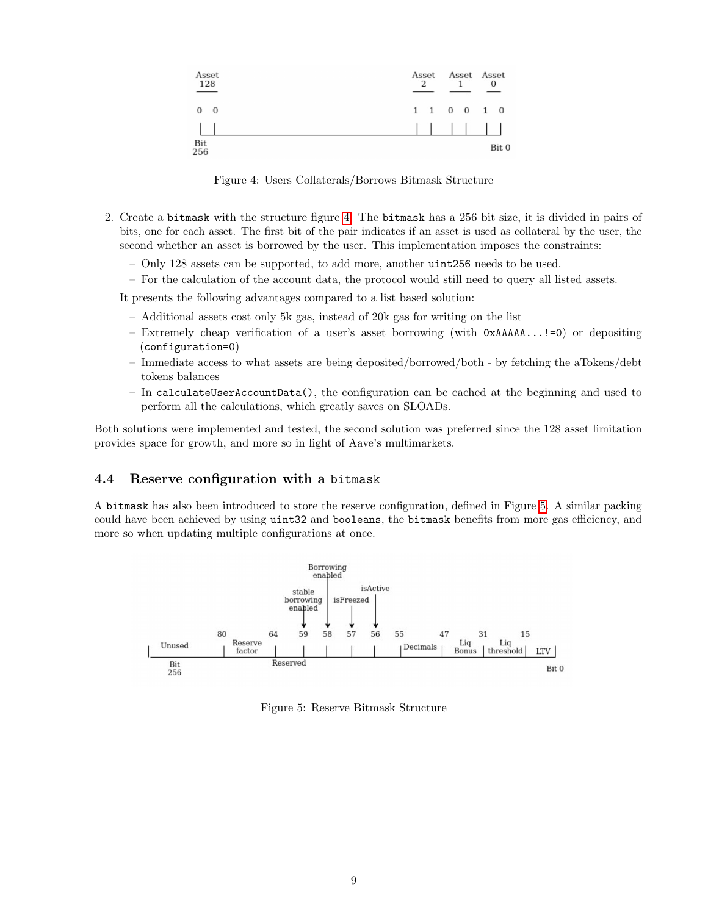Figure 4: Users Collaterals/Borrows Bitmask Structure

2. Create a `bitmask` with the structure figure 4. The `bitmask` has a 256 bit size, it is divided in pairs of bits, one for each asset. The first bit of the pair indicates if an asset is used as collateral by the user, the second whether an asset is borrowed by the user. This implementation imposes the constraints:

   – Only 128 assets can be supported, to add more, another `uint256` needs to be used.

   – For the calculation of the account data, the protocol would still need to query all listed assets.

   It presents the following advantages compared to a list based solution:

   – Additional assets cost only 5k gas, instead of 20k gas for writing on the list

   – Extremely cheap verification of a user's asset borrowing (with `0xAAAAA...!=0`) or depositing (`configuration=0`)

   – Immediate access to what assets are being deposited/borrowed/both - by fetching the aTokens/debt tokens balances

   – In `calculateUserAccountData()`, the configuration can be cached at the beginning and used to perform all the calculations, which greatly saves on SLOADs.

Both solutions were implemented and tested, the second solution was preferred since the 128 asset limitation provides space for growth, and more so in light of Aave's multimarkets.

### 4.4 Reserve configuration with a `bitmask`

A `bitmask` has also been introduced to store the reserve configuration, defined in Figure 5. A similar packing could have been achieved by using `uint32` and `booleans`, the `bitmask` benefits from more gas efficiency, and more so when updating multiple configurations at once.

Figure 5: Reserve Bitmask Structure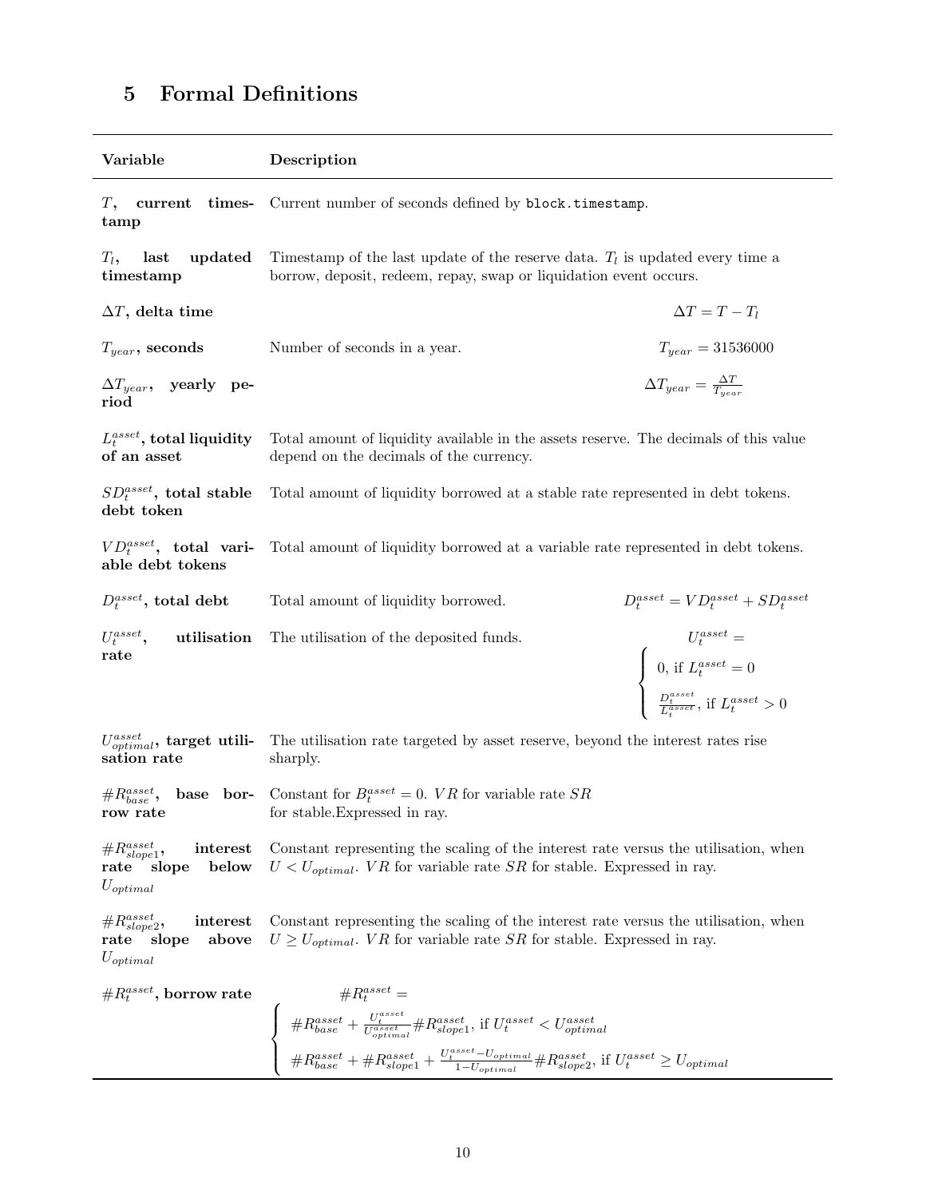## 5 Formal Definitions

| Variable | Description | |
|---|---|---|
| **$T$, current timestamp** | Current number of seconds defined by `block.timestamp`. | |
| **$T_l$, last updated timestamp** | Timestamp of the last update of the reserve data. $T_l$ is updated every time a borrow, deposit, redeem, repay, swap or liquidation event occurs. | |
| **$\Delta T$, delta time** | | $\Delta T = T - T_l$ |
| **$T_{year}$, seconds** | Number of seconds in a year. | $T_{year} = 31536000$ |
| **$\Delta T_{year}$, yearly period** | | $\Delta T_{year} = \frac{\Delta T}{T_{year}}$ |
| **$L_t^{asset}$, total liquidity of an asset** | Total amount of liquidity available in the assets reserve. The decimals of this value depend on the decimals of the currency. | |
| **$SD_t^{asset}$, total stable debt token** | Total amount of liquidity borrowed at a stable rate represented in debt tokens. | |
| **$VD_t^{asset}$, total variable debt tokens** | Total amount of liquidity borrowed at a variable rate represented in debt tokens. | |
| **$D_t^{asset}$, total debt** | Total amount of liquidity borrowed. | $D_t^{asset} = VD_t^{asset} + SD_t^{asset}$ |
| **$U_t^{asset}$, utilisation rate** | The utilisation of the deposited funds. | $U_t^{asset} = \begin{cases} 0, \text{ if } L_t^{asset} = 0 \\ \frac{D_t^{asset}}{L_t^{asset}}, \text{ if } L_t^{asset} > 0 \end{cases}$ |
| **$U_{optimal}^{asset}$, target utilisation rate** | The utilisation rate targeted by asset reserve, beyond the interest rates rise sharply. | |
| **$\#R_{base}^{asset}$, base borrow rate** | Constant for $B_t^{asset} = 0$. $VR$ for variable rate $SR$ for stable.Expressed in ray. | |
| **$\#R_{slope1}^{asset}$, interest rate slope below $U_{optimal}$** | Constant representing the scaling of the interest rate versus the utilisation, when $U < U_{optimal}$. $VR$ for variable rate $SR$ for stable. Expressed in ray. | |
| **$\#R_{slope2}^{asset}$, interest rate slope above $U_{optimal}$** | Constant representing the scaling of the interest rate versus the utilisation, when $U \geq U_{optimal}$. $VR$ for variable rate $SR$ for stable. Expressed in ray. | |
| **$\#R_t^{asset}$, borrow rate** | $\#R_t^{asset} = \begin{cases} \#R_{base}^{asset} + \frac{U_t^{asset}}{U_{optimal}^{asset}} \#R_{slope1}^{asset}, \text{ if } U_t^{asset} < U_{optimal}^{asset} \\ \#R_{base}^{asset} + \#R_{slope1}^{asset} + \frac{U_t^{asset} - U_{optimal}}{1 - U_{optimal}} \#R_{slope2}^{asset}, \text{ if } U_t^{asset} \geq U_{optimal} \end{cases}$ | |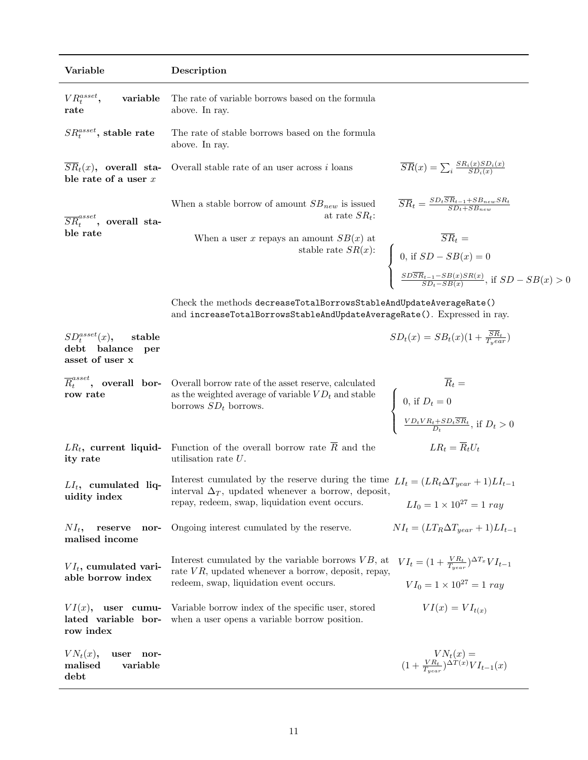| Variable | Description | |
|---|---|---|
| $VR_t^{asset}$, **variable rate** | The rate of variable borrows based on the formula above. In ray. | |
| $SR_t^{asset}$, **stable rate** | The rate of stable borrows based on the formula above. In ray. | |
| $\overline{SR}_t(x)$, **overall stable rate of a user** $x$ | Overall stable rate of an user across $i$ loans | $\overline{SR}(x) = \sum_i \frac{SR_i(x)SD_i(x)}{SD_i(x)}$ |
| $\overline{SR}_t^{asset}$, **overall stable rate** | When a stable borrow of amount $SB_{new}$ is issued at rate $SR_t$: | $\overline{SR}_t = \frac{SD_t\overline{SR}_{t-1}+SB_{new}SR_t}{SD_t+SB_{new}}$ |
| | When a user $x$ repays an amount $SB(x)$ at stable rate $SR(x)$: | $\overline{SR}_t = \begin{cases} 0, \text{ if } SD - SB(x) = 0 \\ \frac{SD\overline{SR}_{t-1}-SB(x)SR(x)}{SD_t-SB(x)}, \text{ if } SD - SB(x) > 0 \end{cases}$ |
| | Check the methods `decreaseTotalBorrowsStableAndUpdateAverageRate()` and `increaseTotalBorrowsStableAndUpdateAverageRate()`. Expressed in ray. | |
| $SD_t^{asset}(x)$, **stable debt balance per asset of user x** | | $SD_t(x) = SB_t(x)(1+\frac{\overline{SR}_t}{T_year})$ |
| $\overline{R}_t^{asset}$, **overall borrow rate** | Overall borrow rate of the asset reserve, calculated as the weighted average of variable $VD_t$ and stable borrows $SD_t$ borrows. | $\overline{R}_t = \begin{cases} 0, \text{ if } D_t = 0 \\ \frac{VD_tVR_t+SD_t\overline{SR}_t}{D_t}, \text{ if } D_t > 0 \end{cases}$ |
| $LR_t$, **current liquidity rate** | Function of the overall borrow rate $\overline{R}$ and the utilisation rate $U$. | $LR_t = \overline{R}_tU_t$ |
| $LI_t$, **cumulated liquidity index** | Interest cumulated by the reserve during the time interval $\Delta_T$, updated whenever a borrow, deposit, repay, redeem, swap, liquidation event occurs. | $LI_t = (LR_t\Delta T_{year} + 1)LI_{t-1}$ <br> $LI_0 = 1 \times 10^{27} = 1\ ray$ |
| $NI_t$, **reserve normalised income** | Ongoing interest cumulated by the reserve. | $NI_t = (LT_R\Delta T_{year} + 1)LI_{t-1}$ |
| $VI_t$, **cumulated variable borrow index** | Interest cumulated by the variable borrows $VB$, at rate $VR$, updated whenever a borrow, deposit, repay, redeem, swap, liquidation event occurs. | $VI_t = (1+\frac{VR_t}{T_{year}})^{\Delta T_x}VI_{t-1}$ <br> $VI_0 = 1 \times 10^{27} = 1\ ray$ |
| $VI(x)$, **user cumulated variable borrow index** | Variable borrow index of the specific user, stored when a user opens a variable borrow position. | $VI(x) = VI_{t(x)}$ |
| $VN_t(x)$, **user normalised variable debt** | | $VN_t(x) = (1+\frac{VR_t}{T_{year}})^{\Delta T(x)}VI_{t-1}(x)$ |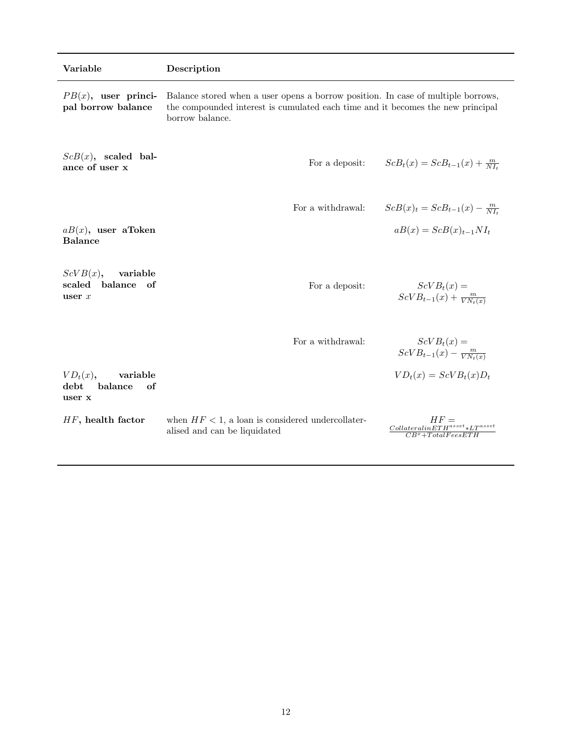| Variable | Description |
|---|---|
| $PB(x)$, **user principal borrow balance** | Balance stored when a user opens a borrow position. In case of multiple borrows, the compounded interest is cumulated each time and it becomes the new principal borrow balance. |
| $ScB(x)$, **scaled balance of user x** | For a deposit: $ScB_t(x) = ScB_{t-1}(x) + \frac{m}{NI_t}$ |
| | For a withdrawal: $ScB(x)_t = ScB_{t-1}(x) - \frac{m}{NI_t}$ |
| $aB(x)$, **user aToken Balance** | $aB(x) = ScB(x)_{t-1}NI_t$ |
| $ScVB(x)$, **variable scaled balance of user $x$** | For a deposit: $ScVB_t(x) = ScVB_{t-1}(x) + \frac{m}{VN_t(x)}$ |
| | For a withdrawal: $ScVB_t(x) = ScVB_{t-1}(x) - \frac{m}{VN_t(x)}$ |
| $VD_t(x)$, **variable debt balance of user x** | $VD_t(x) = ScVB_t(x)D_t$ |
| $HF$, **health factor** | when $HF < 1$, a loan is considered undercollateralised and can be liquidated $HF = \frac{CollateralinETH^{asset} * LT^{asset}}{CB^x + TotalFeesETH}$ |